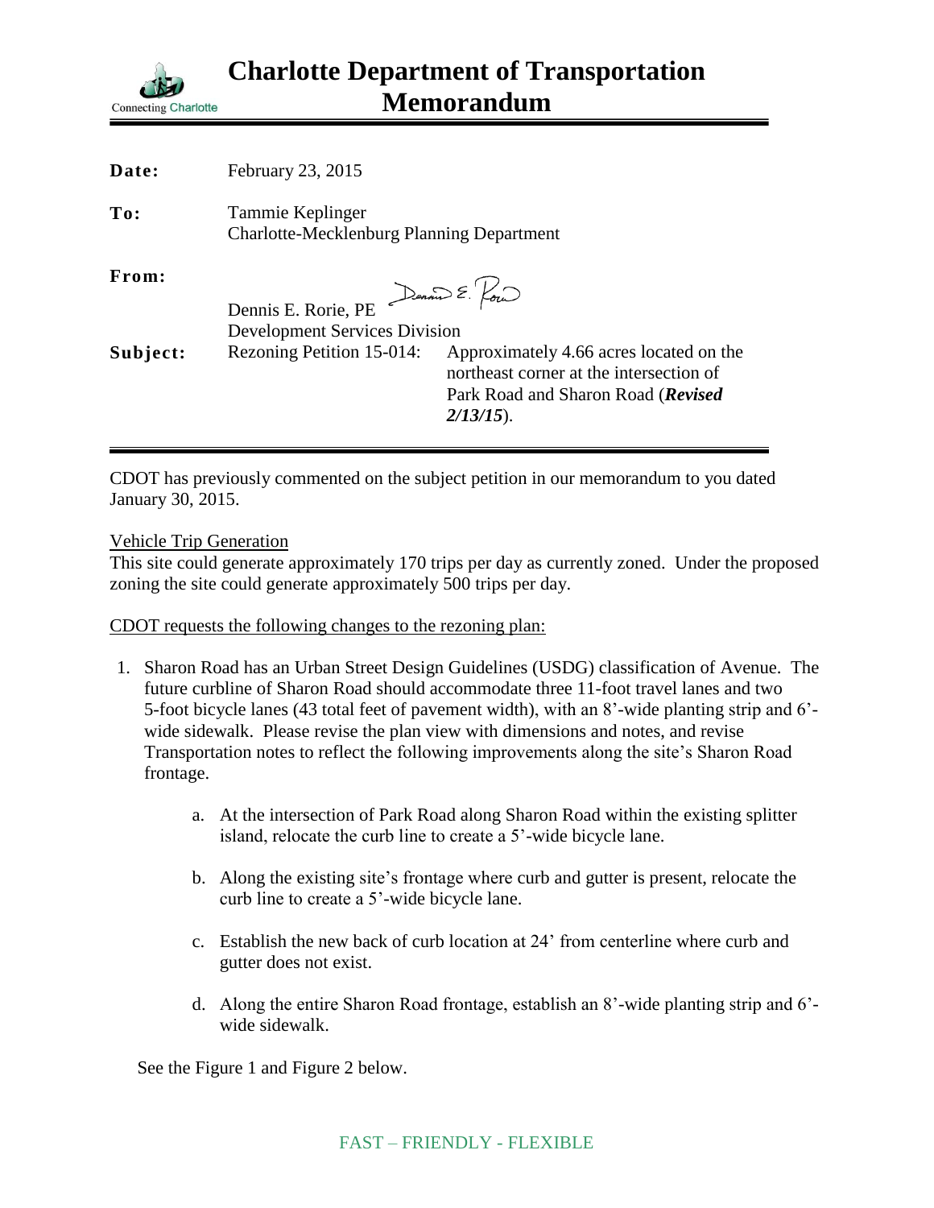# Charlotte Department of Transportation Memorandum

Connecting Charlotte

**Date:** February 23, 2015

**To:** Tammie Keplinger
Charlotte-Mecklenburg Planning Department

**From:** Dennis E. Rorie, PE
Development Services Division

**Subject:** Rezoning Petition 15-014: Approximately 4.66 acres located on the northeast corner at the intersection of Park Road and Sharon Road (***Revised 2/13/15***).

---

CDOT has previously commented on the subject petition in our memorandum to you dated January 30, 2015.

Vehicle Trip Generation
This site could generate approximately 170 trips per day as currently zoned. Under the proposed zoning the site could generate approximately 500 trips per day.

CDOT requests the following changes to the rezoning plan:

1. Sharon Road has an Urban Street Design Guidelines (USDG) classification of Avenue. The future curbline of Sharon Road should accommodate three 11-foot travel lanes and two 5-foot bicycle lanes (43 total feet of pavement width), with an 8'-wide planting strip and 6'-wide sidewalk. Please revise the plan view with dimensions and notes, and revise Transportation notes to reflect the following improvements along the site's Sharon Road frontage.

   a. At the intersection of Park Road along Sharon Road within the existing splitter island, relocate the curb line to create a 5'-wide bicycle lane.

   b. Along the existing site's frontage where curb and gutter is present, relocate the curb line to create a 5'-wide bicycle lane.

   c. Establish the new back of curb location at 24' from centerline where curb and gutter does not exist.

   d. Along the entire Sharon Road frontage, establish an 8'-wide planting strip and 6'-wide sidewalk.

   See the Figure 1 and Figure 2 below.

FAST – FRIENDLY - FLEXIBLE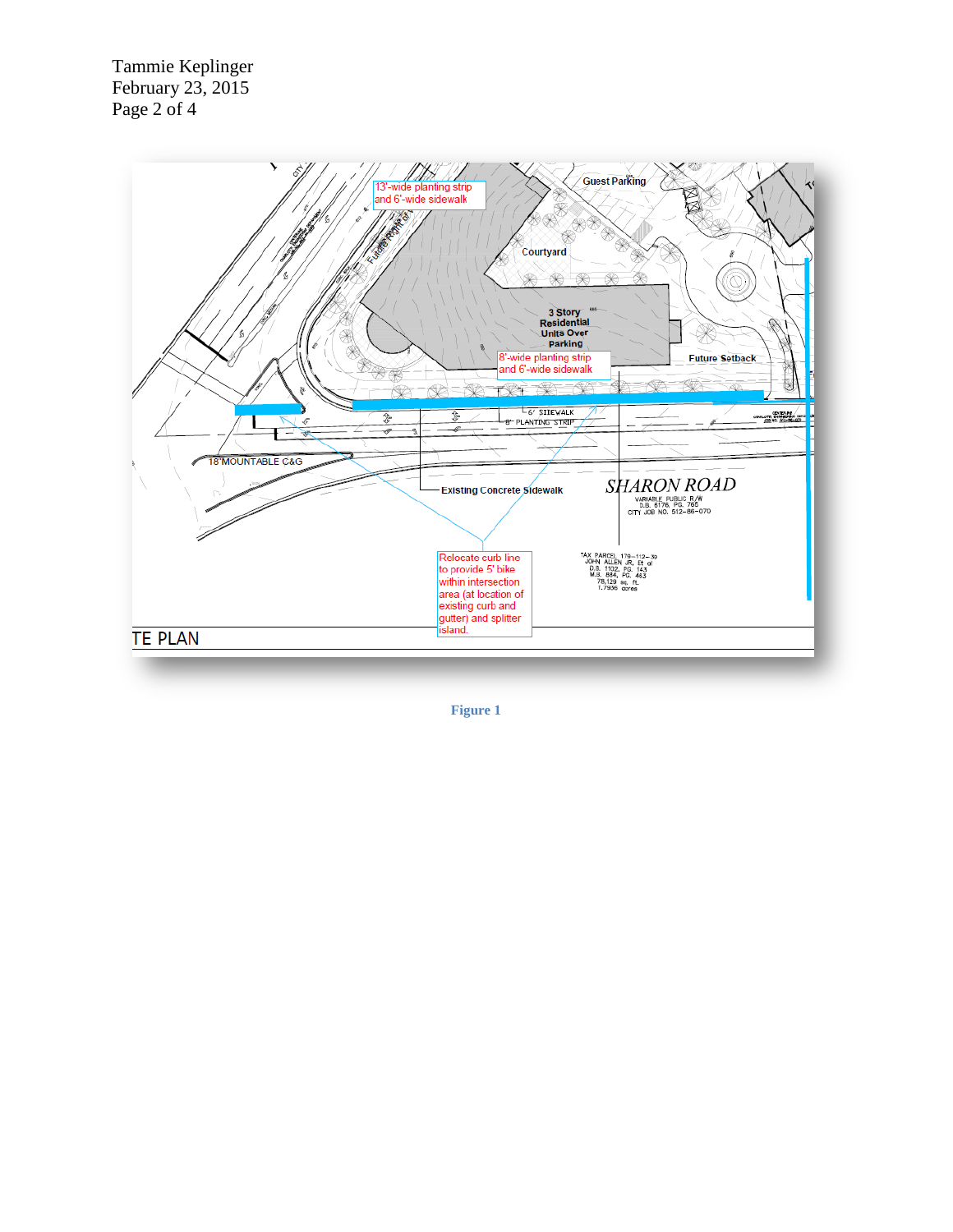Figure 1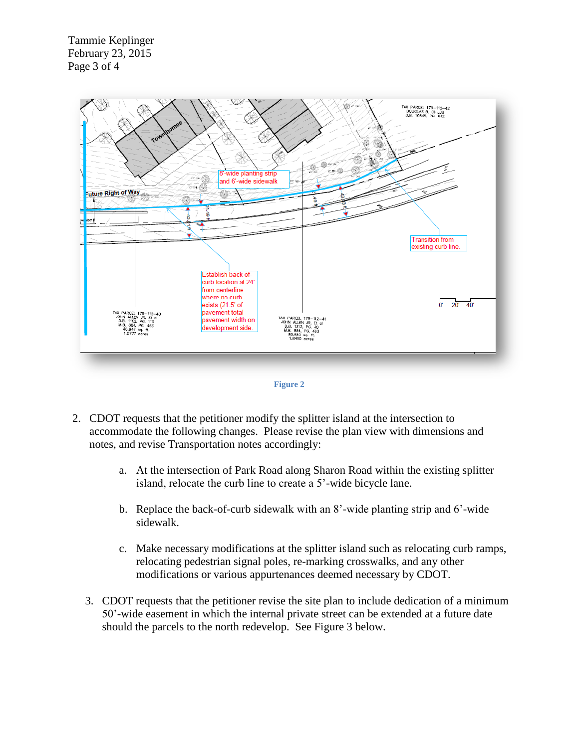Figure 2

2. CDOT requests that the petitioner modify the splitter island at the intersection to accommodate the following changes. Please revise the plan view with dimensions and notes, and revise Transportation notes accordingly:

    a. At the intersection of Park Road along Sharon Road within the existing splitter island, relocate the curb line to create a 5'-wide bicycle lane.

    b. Replace the back-of-curb sidewalk with an 8'-wide planting strip and 6'-wide sidewalk.

    c. Make necessary modifications at the splitter island such as relocating curb ramps, relocating pedestrian signal poles, re-marking crosswalks, and any other modifications or various appurtenances deemed necessary by CDOT.

3. CDOT requests that the petitioner revise the site plan to include dedication of a minimum 50'-wide easement in which the internal private street can be extended at a future date should the parcels to the north redevelop. See Figure 3 below.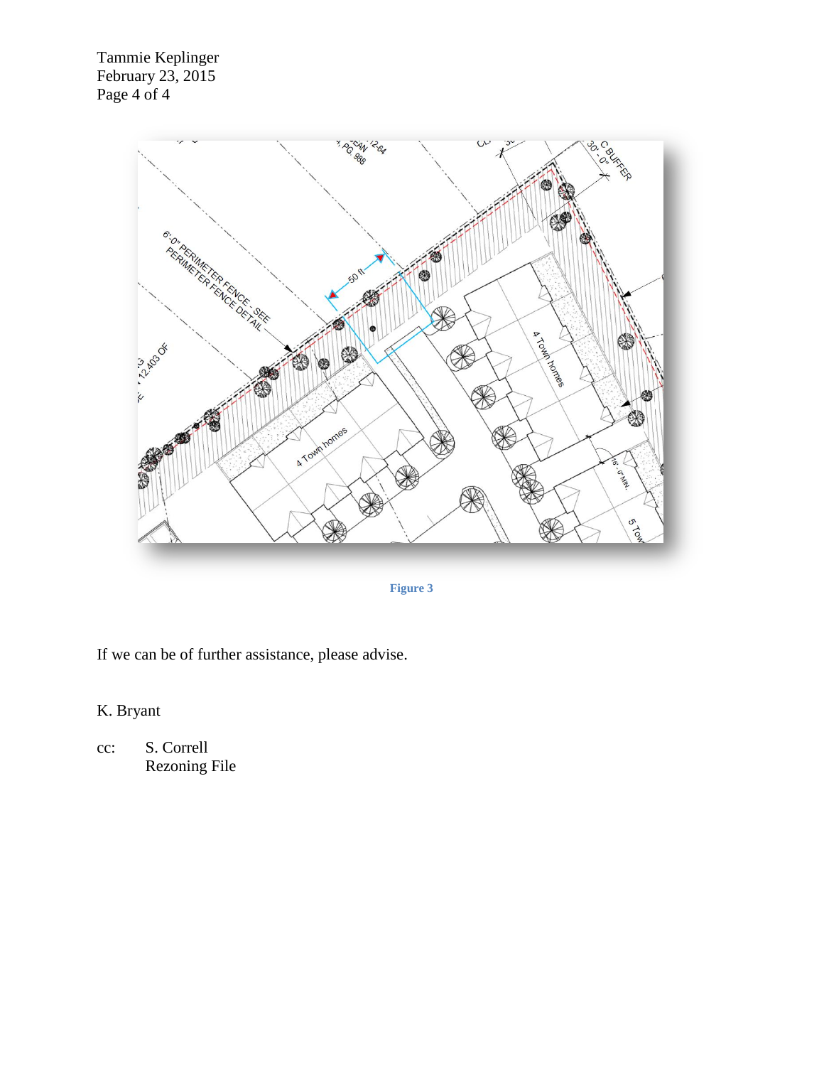Figure 3

If we can be of further assistance, please advise.

K. Bryant

cc: S. Correll
Rezoning File